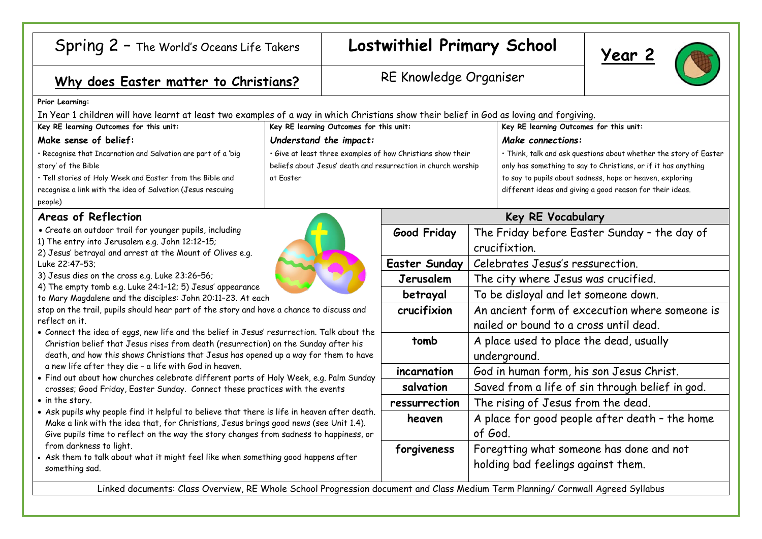# Spring 2 – The World's Oceans Life Takers

# Lostwithiel Primary School

## Year 2

## Why does Easter matter to Christians?

RE Knowledge Organiser

**Prior Learning:**

In Year 1 children will have learnt at least two examples of a way in which Christians show their belief in God as loving and forgiving.

| Key RE learning Outcomes for this unit: | Key RE learning Outcomes for this unit: | Key RE learning Outcomes for this unit: |
|---|---|---|
| ***Make sense of belief:*** • Recognise that Incarnation and Salvation are part of a 'big story' of the Bible • Tell stories of Holy Week and Easter from the Bible and recognise a link with the idea of Salvation (Jesus rescuing people) | ***Understand the impact:*** • Give at least three examples of how Christians show their beliefs about Jesus' death and resurrection in church worship at Easter | ***Make connections:*** • Think, talk and ask questions about whether the story of Easter only has something to say to Christians, or if it has anything to say to pupils about sadness, hope or heaven, exploring different ideas and giving a good reason for their ideas. |

### Areas of Reflection

- Create an outdoor trail for younger pupils, including 1) The entry into Jerusalem e.g. John 12:12–15; 2) Jesus' betrayal and arrest at the Mount of Olives e.g. Luke 22:47–53; 3) Jesus dies on the cross e.g. Luke 23:26–56; 4) The empty tomb e.g. Luke 24:1–12; 5) Jesus' appearance to Mary Magdalene and the disciples: John 20:11–23. At each stop on the trail, pupils should hear part of the story and have a chance to discuss and reflect on it.
- Connect the idea of eggs, new life and the belief in Jesus' resurrection. Talk about the Christian belief that Jesus rises from death (resurrection) on the Sunday after his death, and how this shows Christians that Jesus has opened up a way for them to have a new life after they die – a life with God in heaven.
- Find out about how churches celebrate different parts of Holy Week, e.g. Palm Sunday crosses; Good Friday, Easter Sunday. Connect these practices with the events
- in the story.
- Ask pupils why people find it helpful to believe that there is life in heaven after death. Make a link with the idea that, for Christians, Jesus brings good news (see Unit 1.4). Give pupils time to reflect on the way the story changes from sadness to happiness, or from darkness to light.
- Ask them to talk about what it might feel like when something good happens after something sad.

### Key RE Vocabulary

| Term | Meaning |
|---|---|
| **Good Friday** | The Friday before Easter Sunday – the day of crucifixtion. |
| **Easter Sunday** | Celebrates Jesus's ressurection. |
| **Jerusalem** | The city where Jesus was crucified. |
| **betrayal** | To be disloyal and let someone down. |
| **crucifixion** | An ancient form of excecution where someone is nailed or bound to a cross until dead. |
| **tomb** | A place used to place the dead, usually underground. |
| **incarnation** | God in human form, his son Jesus Christ. |
| **salvation** | Saved from a life of sin through belief in god. |
| **ressurection** | The rising of Jesus from the dead. |
| **heaven** | A place for good people after death – the home of God. |
| **forgiveness** | Foregtting what someone has done and not holding bad feelings against them. |

Linked documents: Class Overview, RE Whole School Progression document and Class Medium Term Planning/ Cornwall Agreed Syllabus